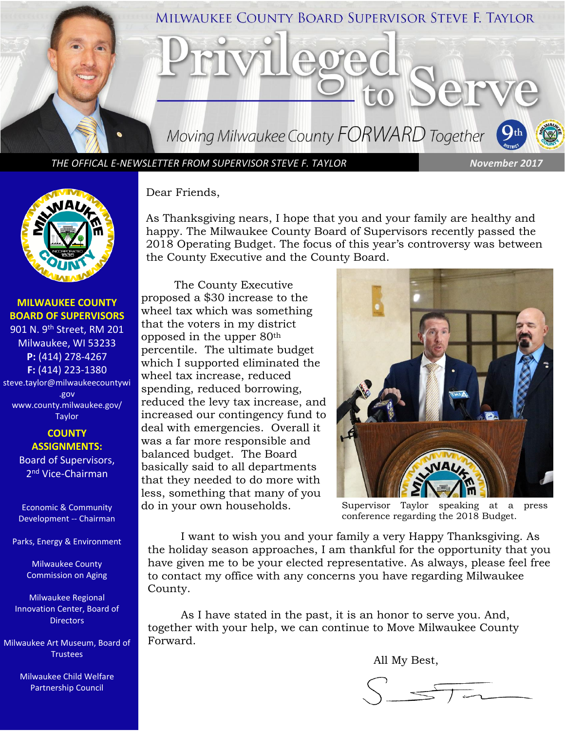# MILWAUKEE COUNTY BOARD SUPERVISOR STEVE F. TAYLOR

# Privileged to Serve

*Moving Milwaukee County FORWARD Together*

*THE OFFICAL E-NEWSLETTER FROM SUPERVISOR STEVE F. TAYLOR* — *November 2017*

**MILWAUKEE COUNTY BOARD OF SUPERVISORS**
901 N. 9th Street, RM 201
Milwaukee, WI 53233
**P:** (414) 278-4267
**F:** (414) 223-1380
steve.taylor@milwaukeecountywi.gov
www.county.milwaukee.gov/Taylor

**COUNTY ASSIGNMENTS:**
Board of Supervisors, 2nd Vice-Chairman

Economic & Community Development -- Chairman

Parks, Energy & Environment

Milwaukee County Commission on Aging

Milwaukee Regional Innovation Center, Board of Directors

Milwaukee Art Museum, Board of Trustees

Milwaukee Child Welfare Partnership Council

Dear Friends,

As Thanksgiving nears, I hope that you and your family are healthy and happy. The Milwaukee County Board of Supervisors recently passed the 2018 Operating Budget. The focus of this year's controversy was between the County Executive and the County Board.

The County Executive proposed a $30 increase to the wheel tax which was something that the voters in my district opposed in the upper 80th percentile. The ultimate budget which I supported eliminated the wheel tax increase, reduced spending, reduced borrowing, reduced the levy tax increase, and increased our contingency fund to deal with emergencies. Overall it was a far more responsible and balanced budget. The Board basically said to all departments that they needed to do more with less, something that many of you do in your own households.

Supervisor Taylor speaking at a press conference regarding the 2018 Budget.

I want to wish you and your family a very Happy Thanksgiving. As the holiday season approaches, I am thankful for the opportunity that you have given me to be your elected representative. As always, please feel free to contact my office with any concerns you have regarding Milwaukee County.

As I have stated in the past, it is an honor to serve you. And, together with your help, we can continue to Move Milwaukee County Forward.

All My Best,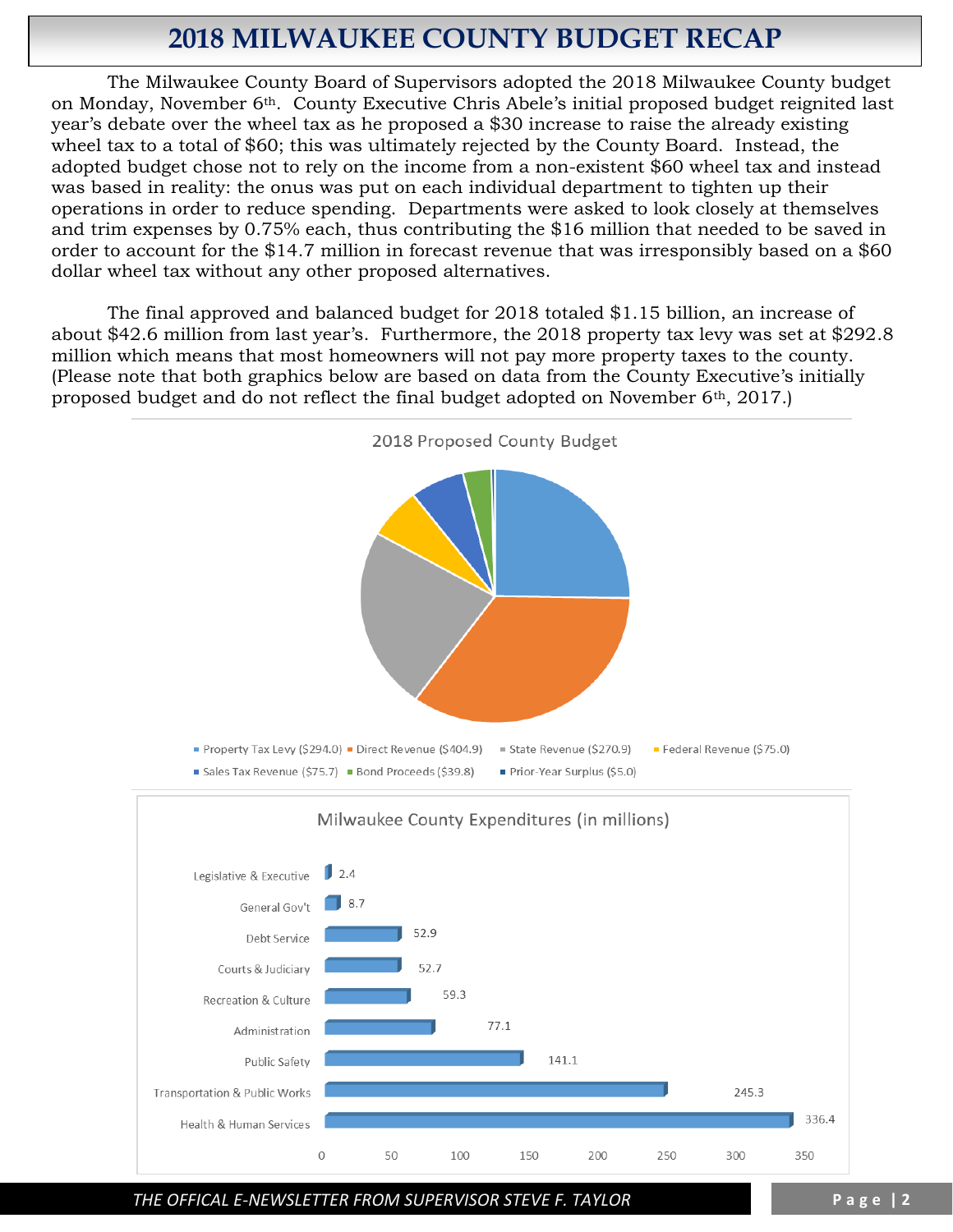# 2018 MILWAUKEE COUNTY BUDGET RECAP

The Milwaukee County Board of Supervisors adopted the 2018 Milwaukee County budget on Monday, November 6th. County Executive Chris Abele's initial proposed budget reignited last year's debate over the wheel tax as he proposed a $30 increase to raise the already existing wheel tax to a total of $60; this was ultimately rejected by the County Board. Instead, the adopted budget chose not to rely on the income from a non-existent $60 wheel tax and instead was based in reality: the onus was put on each individual department to tighten up their operations in order to reduce spending. Departments were asked to look closely at themselves and trim expenses by 0.75% each, thus contributing the $16 million that needed to be saved in order to account for the $14.7 million in forecast revenue that was irresponsibly based on a $60 dollar wheel tax without any other proposed alternatives.

The final approved and balanced budget for 2018 totaled $1.15 billion, an increase of about $42.6 million from last year's. Furthermore, the 2018 property tax levy was set at $292.8 million which means that most homeowners will not pay more property taxes to the county. (Please note that both graphics below are based on data from the County Executive's initially proposed budget and do not reflect the final budget adopted on November 6th, 2017.)

**2018 Proposed County Budget**

| Source | Amount |
|---|---|
| Property Tax Levy | $294.0 |
| Direct Revenue | $404.9 |
| State Revenue | $270.9 |
| Federal Revenue | $75.0 |
| Sales Tax Revenue | $75.7 |
| Bond Proceeds | $39.8 |
| Prior-Year Surplus | $5.0 |

**Milwaukee County Expenditures (in millions)**

| Category | Amount |
|---|---|
| Legislative & Executive | 2.4 |
| General Gov't | 8.7 |
| Debt Service | 52.9 |
| Courts & Judiciary | 52.7 |
| Recreation & Culture | 59.3 |
| Administration | 77.1 |
| Public Safety | 141.1 |
| Transportation & Public Works | 245.3 |
| Health & Human Services | 336.4 |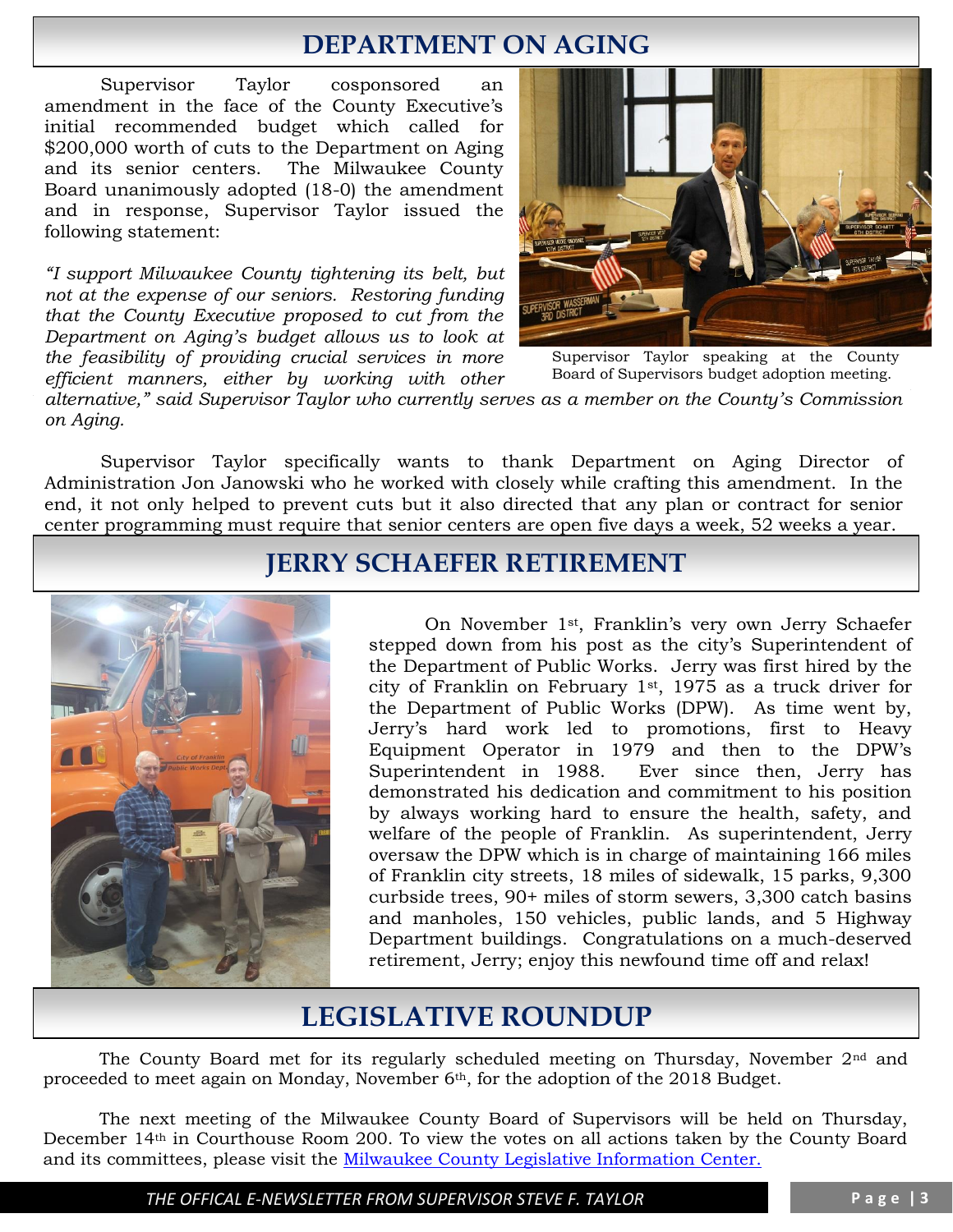# DEPARTMENT ON AGING

Supervisor Taylor cosponsored an amendment in the face of the County Executive's initial recommended budget which called for $200,000 worth of cuts to the Department on Aging and its senior centers. The Milwaukee County Board unanimously adopted (18-0) the amendment and in response, Supervisor Taylor issued the following statement:

*"I support Milwaukee County tightening its belt, but not at the expense of our seniors. Restoring funding that the County Executive proposed to cut from the Department on Aging's budget allows us to look at the feasibility of providing crucial services in more efficient manners, either by working with other alternative," said Supervisor Taylor who currently serves as a member on the County's Commission on Aging.*

Supervisor Taylor speaking at the County Board of Supervisors budget adoption meeting.

Supervisor Taylor specifically wants to thank Department on Aging Director of Administration Jon Janowski who he worked with closely while crafting this amendment. In the end, it not only helped to prevent cuts but it also directed that any plan or contract for senior center programming must require that senior centers are open five days a week, 52 weeks a year.

# JERRY SCHAEFER RETIREMENT

On November 1st, Franklin's very own Jerry Schaefer stepped down from his post as the city's Superintendent of the Department of Public Works. Jerry was first hired by the city of Franklin on February 1st, 1975 as a truck driver for the Department of Public Works (DPW). As time went by, Jerry's hard work led to promotions, first to Heavy Equipment Operator in 1979 and then to the DPW's Superintendent in 1988. Ever since then, Jerry has demonstrated his dedication and commitment to his position by always working hard to ensure the health, safety, and welfare of the people of Franklin. As superintendent, Jerry oversaw the DPW which is in charge of maintaining 166 miles of Franklin city streets, 18 miles of sidewalk, 15 parks, 9,300 curbside trees, 90+ miles of storm sewers, 3,300 catch basins and manholes, 150 vehicles, public lands, and 5 Highway Department buildings. Congratulations on a much-deserved retirement, Jerry; enjoy this newfound time off and relax!

# LEGISLATIVE ROUNDUP

The County Board met for its regularly scheduled meeting on Thursday, November 2nd and proceeded to meet again on Monday, November 6th, for the adoption of the 2018 Budget.

The next meeting of the Milwaukee County Board of Supervisors will be held on Thursday, December 14th in Courthouse Room 200. To view the votes on all actions taken by the County Board and its committees, please visit the Milwaukee County Legislative Information Center.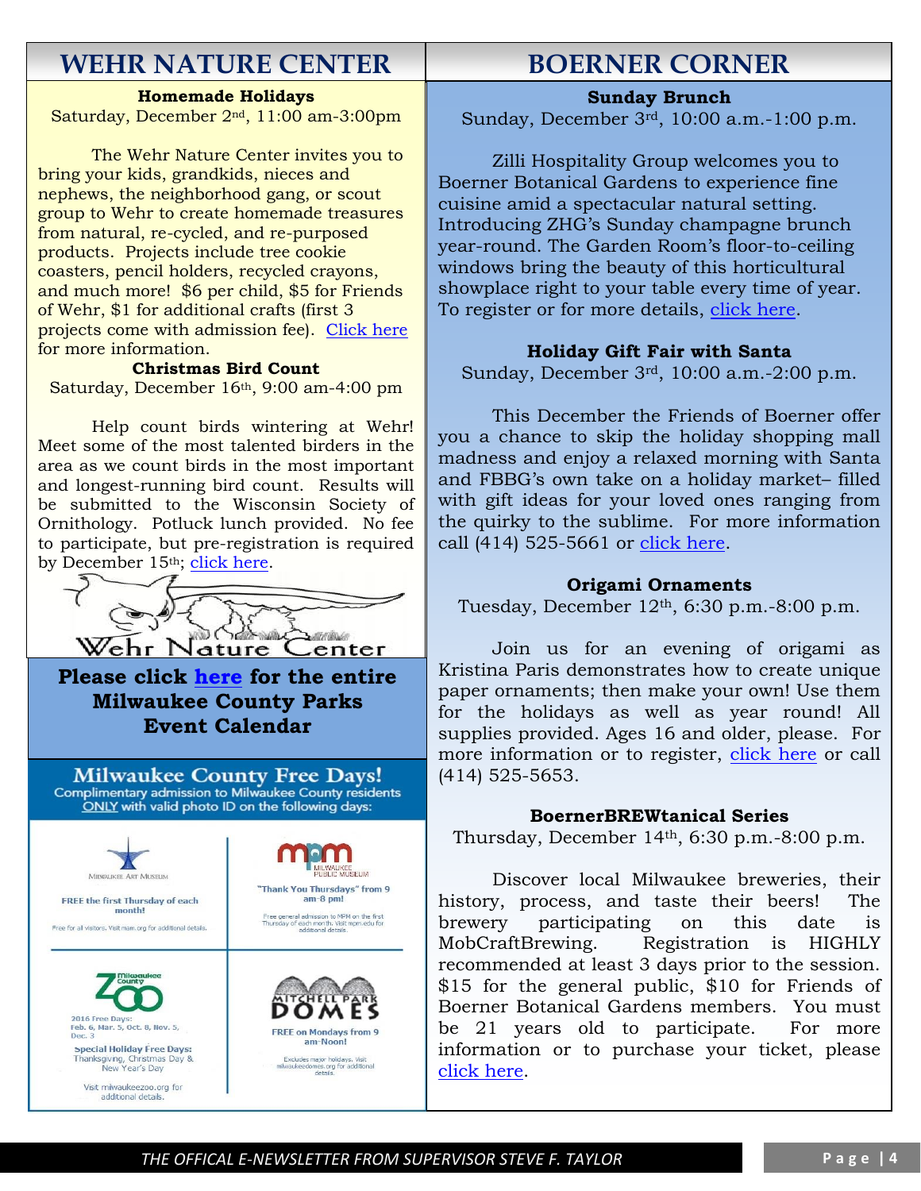# WEHR NATURE CENTER

**Homemade Holidays**
Saturday, December 2nd, 11:00 am-3:00pm

The Wehr Nature Center invites you to bring your kids, grandkids, nieces and nephews, the neighborhood gang, or scout group to Wehr to create homemade treasures from natural, re-cycled, and re-purposed products. Projects include tree cookie coasters, pencil holders, recycled crayons, and much more! $6 per child, $5 for Friends of Wehr, $1 for additional crafts (first 3 projects come with admission fee). Click here for more information.

**Christmas Bird Count**
Saturday, December 16th, 9:00 am-4:00 pm

Help count birds wintering at Wehr! Meet some of the most talented birders in the area as we count birds in the most important and longest-running bird count. Results will be submitted to the Wisconsin Society of Ornithology. Potluck lunch provided. No fee to participate, but pre-registration is required by December 15th; click here.

Wehr Nature Center

**Please click here for the entire Milwaukee County Parks Event Calendar**

## Milwaukee County Free Days!

Complimentary admission to Milwaukee County residents ONLY with valid photo ID on the following days:

Milwaukee Art Museum
FREE the first Thursday of each month!
Free for all visitors. Visit mam.org for additional details.

MPM Milwaukee Public Museum
"Thank You Thursdays" from 9 am-8 pm!
Free general admission to MPM on the first Thursday of each month. Visit mpm.edu for additional details.

Milwaukee County Zoo
2016 Free Days:
Feb. 6, Mar. 5, Oct. 8, Nov. 5, Dec. 3
Special Holiday Free Days:
Thanksgiving, Christmas Day & New Year's Day
Visit milwaukeezoo.org for additional details.

Mitchell Park Domes
FREE on Mondays from 9 am-Noon!
Excludes major holidays. Visit milwaukeedomes.org for additional details.

# BOERNER CORNER

**Sunday Brunch**
Sunday, December 3rd, 10:00 a.m.-1:00 p.m.

Zilli Hospitality Group welcomes you to Boerner Botanical Gardens to experience fine cuisine amid a spectacular natural setting. Introducing ZHG's Sunday champagne brunch year-round. The Garden Room's floor-to-ceiling windows bring the beauty of this horticultural showplace right to your table every time of year. To register or for more details, click here.

**Holiday Gift Fair with Santa**
Sunday, December 3rd, 10:00 a.m.-2:00 p.m.

This December the Friends of Boerner offer you a chance to skip the holiday shopping mall madness and enjoy a relaxed morning with Santa and FBBG's own take on a holiday market– filled with gift ideas for your loved ones ranging from the quirky to the sublime. For more information call (414) 525-5661 or click here.

**Origami Ornaments**
Tuesday, December 12th, 6:30 p.m.-8:00 p.m.

Join us for an evening of origami as Kristina Paris demonstrates how to create unique paper ornaments; then make your own! Use them for the holidays as well as year round! All supplies provided. Ages 16 and older, please. For more information or to register, click here or call (414) 525-5653.

**BoernerBREWtanical Series**
Thursday, December 14th, 6:30 p.m.-8:00 p.m.

Discover local Milwaukee breweries, their history, process, and taste their beers! The brewery participating on this date is MobCraftBrewing. Registration is HIGHLY recommended at least 3 days prior to the session. $15 for the general public, $10 for Friends of Boerner Botanical Gardens members. You must be 21 years old to participate. For more information or to purchase your ticket, please click here.